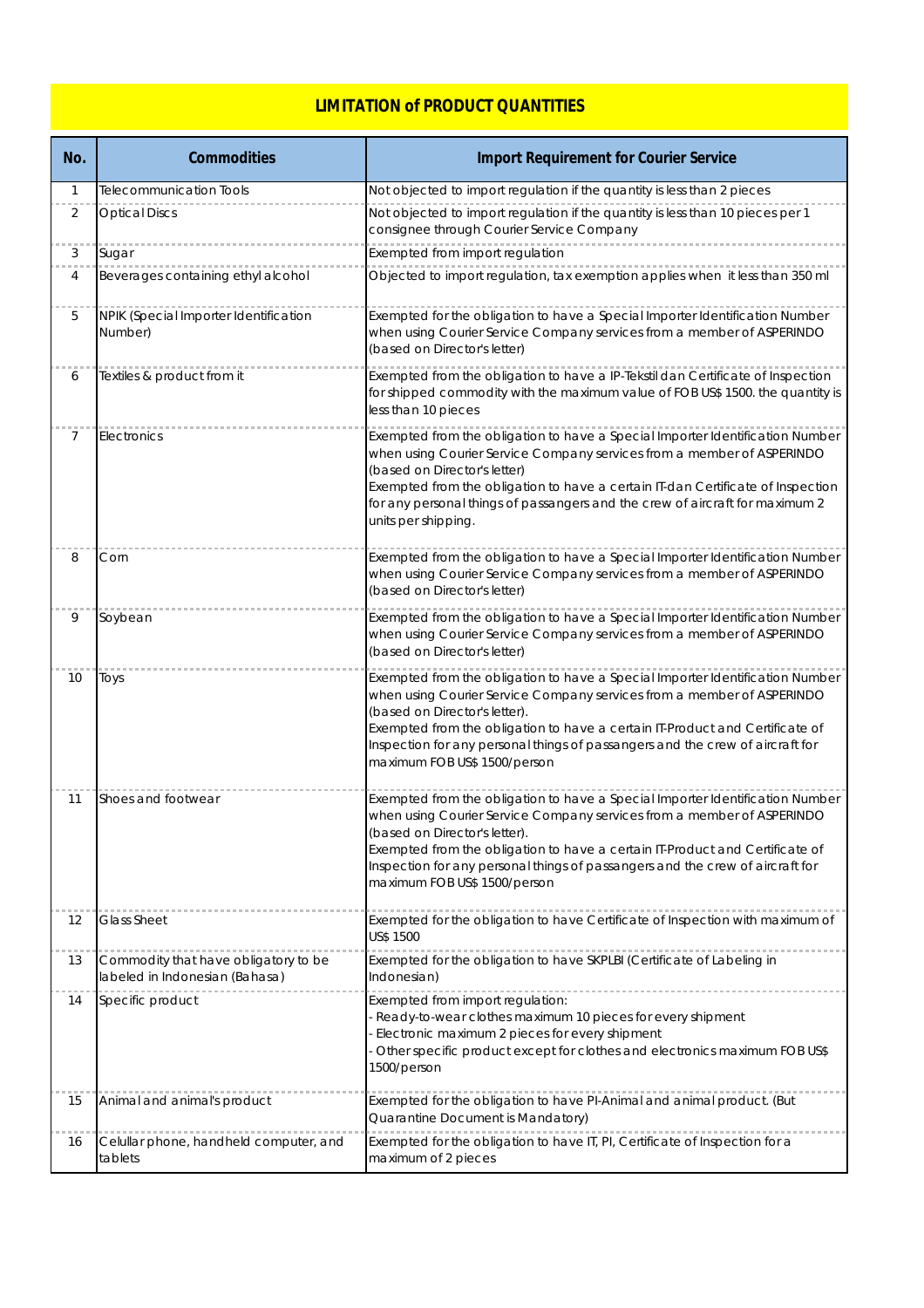# LIMITATION of PRODUCT QUANTITIES

| No. | Commodities | Import Requirement for Courier Service |
|---|---|---|
| 1 | Telecommunication Tools | Not objected to import regulation if the quantity is less than 2 pieces |
| 2 | Optical Discs | Not objected to import regulation if the quantity is less than 10 pieces per 1 consignee through Courier Service Company |
| 3 | Sugar | Exempted from import regulation |
| 4 | Beverages containing ethyl alcohol | Objected to import regulation, tax exemption applies when it less than 350 ml |
| 5 | NPIK (Special Importer Identification Number) | Exempted for the obligation to have a Special Importer Identification Number when using Courier Service Company services from a member of ASPERINDO (based on Director's letter) |
| 6 | Textiles & product from it | Exempted from the obligation to have a IP-Tekstil dan Certificate of Inspection for shipped commodity with the maximum value of FOB US$ 1500. the quantity is less than 10 pieces |
| 7 | Electronics | Exempted from the obligation to have a Special Importer Identification Number when using Courier Service Company services from a member of ASPERINDO (based on Director's letter)<br>Exempted from the obligation to have a certain IT-dan Certificate of Inspection for any personal things of passangers and the crew of aircraft for maximum 2 units per shipping. |
| 8 | Corn | Exempted from the obligation to have a Special Importer Identification Number when using Courier Service Company services from a member of ASPERINDO (based on Director's letter) |
| 9 | Soybean | Exempted from the obligation to have a Special Importer Identification Number when using Courier Service Company services from a member of ASPERINDO (based on Director's letter) |
| 10 | Toys | Exempted from the obligation to have a Special Importer Identification Number when using Courier Service Company services from a member of ASPERINDO (based on Director's letter).<br>Exempted from the obligation to have a certain IT-Product and Certificate of Inspection for any personal things of passangers and the crew of aircraft for maximum FOB US$ 1500/person |
| 11 | Shoes and footwear | Exempted from the obligation to have a Special Importer Identification Number when using Courier Service Company services from a member of ASPERINDO (based on Director's letter).<br>Exempted from the obligation to have a certain IT-Product and Certificate of Inspection for any personal things of passangers and the crew of aircraft for maximum FOB US$ 1500/person |
| 12 | Glass Sheet | Exempted for the obligation to have Certificate of Inspection with maximum of US$ 1500 |
| 13 | Commodity that have obligatory to be labeled in Indonesian (Bahasa) | Exempted for the obligation to have SKPLBI (Certificate of Labeling in Indonesian) |
| 14 | Specific product | Exempted from import regulation:<br>- Ready-to-wear clothes maximum 10 pieces for every shipment<br>- Electronic maximum 2 pieces for every shipment<br>- Other specific product except for clothes and electronics maximum FOB US$ 1500/person |
| 15 | Animal and animal's product | Exempted for the obligation to have PI-Animal and animal product. (But Quarantine Document is Mandatory) |
| 16 | Celullar phone, handheld computer, and tablets | Exempted for the obligation to have IT, PI, Certificate of Inspection for a maximum of 2 pieces |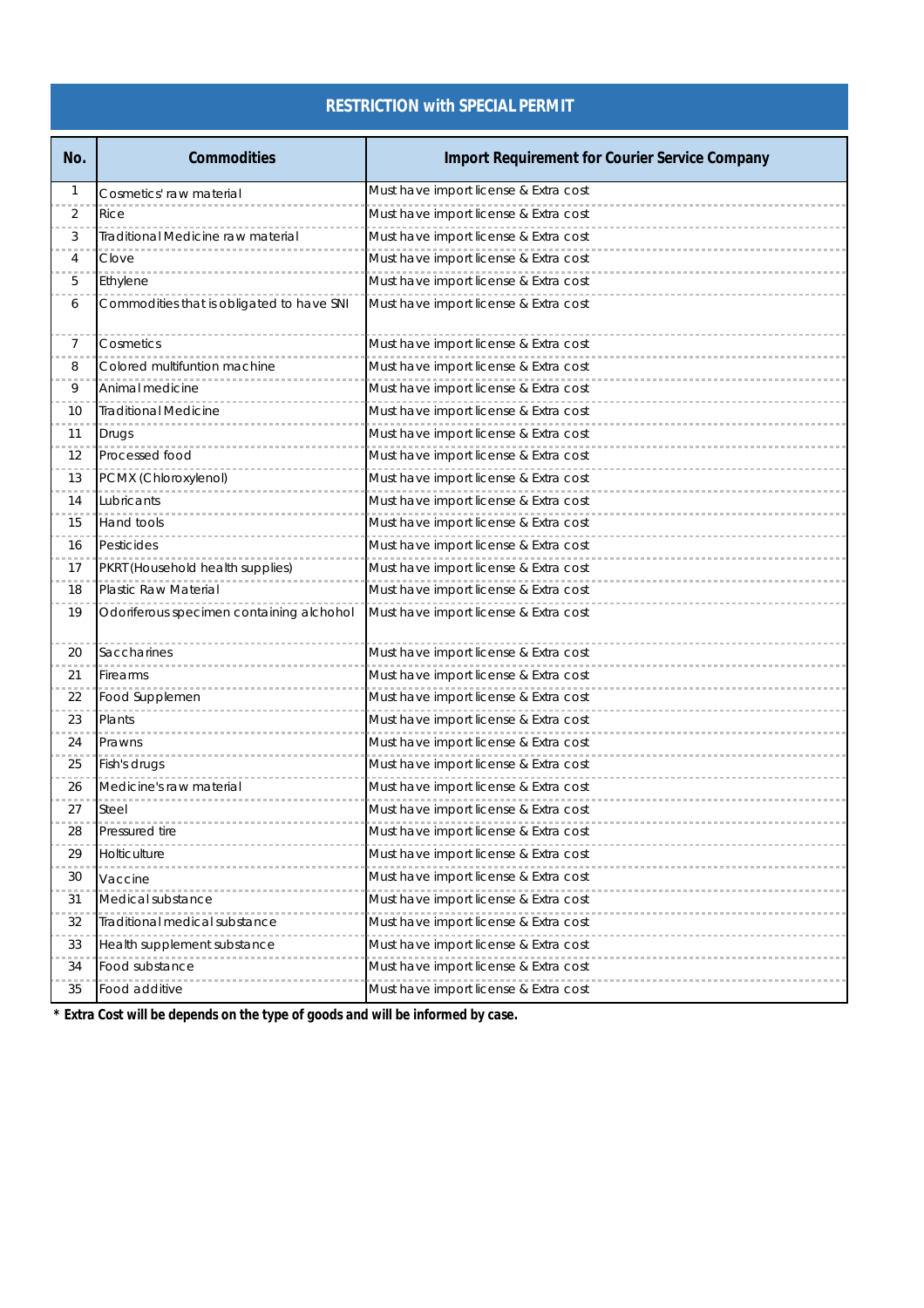## RESTRICTION with SPECIAL PERMIT

| No. | Commodities | Import Requirement for Courier Service Company |
|---|---|---|
| 1 | Cosmetics' raw material | Must have import license & Extra cost |
| 2 | Rice | Must have import license & Extra cost |
| 3 | Traditional Medicine raw material | Must have import license & Extra cost |
| 4 | Clove | Must have import license & Extra cost |
| 5 | Ethylene | Must have import license & Extra cost |
| 6 | Commodities that is obligated to have SNI | Must have import license & Extra cost |
| 7 | Cosmetics | Must have import license & Extra cost |
| 8 | Colored multifuntion machine | Must have import license & Extra cost |
| 9 | Animal medicine | Must have import license & Extra cost |
| 10 | Traditional Medicine | Must have import license & Extra cost |
| 11 | Drugs | Must have import license & Extra cost |
| 12 | Processed food | Must have import license & Extra cost |
| 13 | PCMX (Chloroxylenol) | Must have import license & Extra cost |
| 14 | Lubricants | Must have import license & Extra cost |
| 15 | Hand tools | Must have import license & Extra cost |
| 16 | Pesticides | Must have import license & Extra cost |
| 17 | PKRT (Household health supplies) | Must have import license & Extra cost |
| 18 | Plastic Raw Material | Must have import license & Extra cost |
| 19 | Odoriferous specimen containing alchohol | Must have import license & Extra cost |
| 20 | Saccharines | Must have import license & Extra cost |
| 21 | Firearms | Must have import license & Extra cost |
| 22 | Food Supplemen | Must have import license & Extra cost |
| 23 | Plants | Must have import license & Extra cost |
| 24 | Prawns | Must have import license & Extra cost |
| 25 | Fish's drugs | Must have import license & Extra cost |
| 26 | Medicine's raw material | Must have import license & Extra cost |
| 27 | Steel | Must have import license & Extra cost |
| 28 | Pressured tire | Must have import license & Extra cost |
| 29 | Holticulture | Must have import license & Extra cost |
| 30 | Vaccine | Must have import license & Extra cost |
| 31 | Medical substance | Must have import license & Extra cost |
| 32 | Traditional medical substance | Must have import license & Extra cost |
| 33 | Health supplement substance | Must have import license & Extra cost |
| 34 | Food substance | Must have import license & Extra cost |
| 35 | Food additive | Must have import license & Extra cost |

**\* Extra Cost will be depends on the type of goods and will be informed by case.**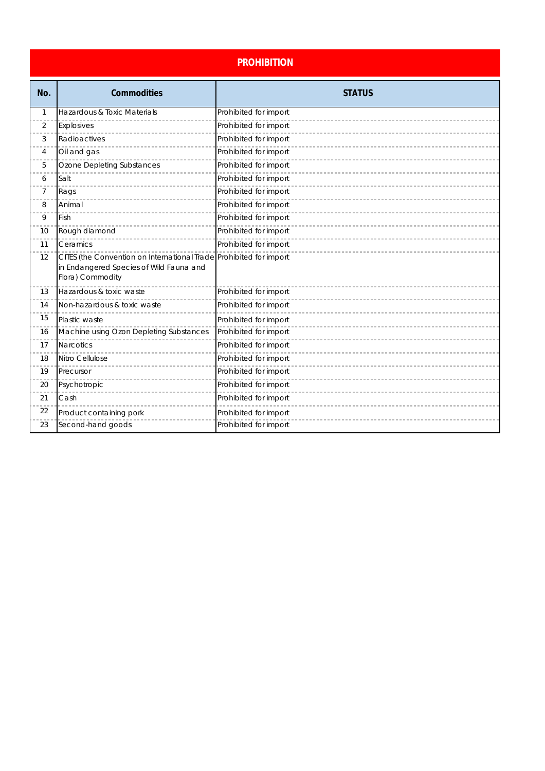# PROHIBITION

| No. | Commodities | STATUS |
|---|---|---|
| 1 | Hazardous & Toxic Materials | Prohibited for import |
| 2 | Explosives | Prohibited for import |
| 3 | Radioactives | Prohibited for import |
| 4 | Oil and gas | Prohibited for import |
| 5 | Ozone Depleting Substances | Prohibited for import |
| 6 | Salt | Prohibited for import |
| 7 | Rags | Prohibited for import |
| 8 | Animal | Prohibited for import |
| 9 | Fish | Prohibited for import |
| 10 | Rough diamond | Prohibited for import |
| 11 | Ceramics | Prohibited for import |
| 12 | CITES (the Convention on International Trade in Endangered Species of Wild Fauna and Flora) Commodity | Prohibited for import |
| 13 | Hazardous & toxic waste | Prohibited for import |
| 14 | Non-hazardous & toxic waste | Prohibited for import |
| 15 | Plastic waste | Prohibited for import |
| 16 | Machine using Ozon Depleting Substances | Prohibited for import |
| 17 | Narcotics | Prohibited for import |
| 18 | Nitro Cellulose | Prohibited for import |
| 19 | Precursor | Prohibited for import |
| 20 | Psychotropic | Prohibited for import |
| 21 | Cash | Prohibited for import |
| 22 | Product containing pork | Prohibited for import |
| 23 | Second-hand goods | Prohibited for import |